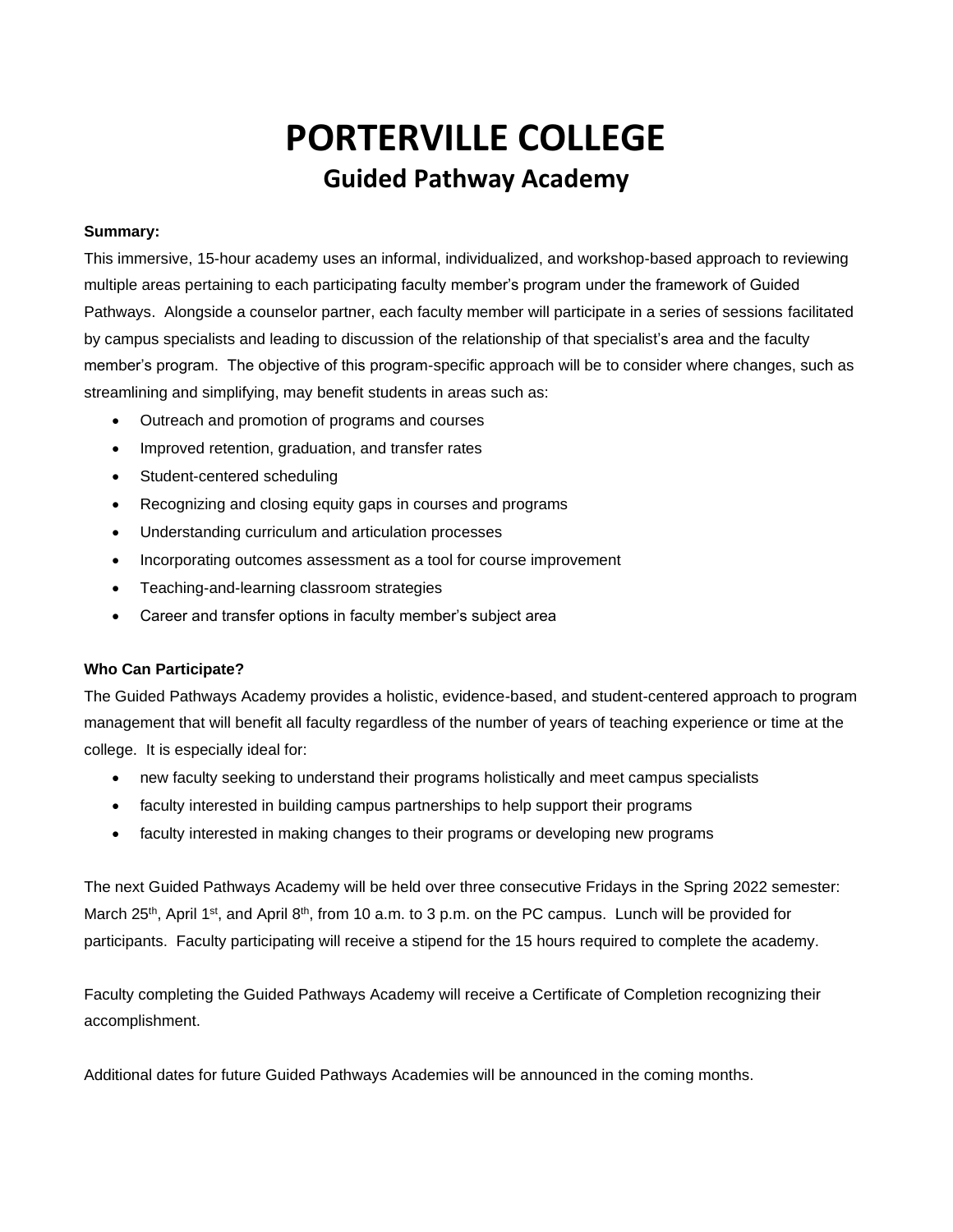# PORTERVILLE COLLEGE

## Guided Pathway Academy

**Summary:**

This immersive, 15-hour academy uses an informal, individualized, and workshop-based approach to reviewing multiple areas pertaining to each participating faculty member's program under the framework of Guided Pathways. Alongside a counselor partner, each faculty member will participate in a series of sessions facilitated by campus specialists and leading to discussion of the relationship of that specialist's area and the faculty member's program. The objective of this program-specific approach will be to consider where changes, such as streamlining and simplifying, may benefit students in areas such as:

- Outreach and promotion of programs and courses
- Improved retention, graduation, and transfer rates
- Student-centered scheduling
- Recognizing and closing equity gaps in courses and programs
- Understanding curriculum and articulation processes
- Incorporating outcomes assessment as a tool for course improvement
- Teaching-and-learning classroom strategies
- Career and transfer options in faculty member's subject area

**Who Can Participate?**

The Guided Pathways Academy provides a holistic, evidence-based, and student-centered approach to program management that will benefit all faculty regardless of the number of years of teaching experience or time at the college. It is especially ideal for:

- new faculty seeking to understand their programs holistically and meet campus specialists
- faculty interested in building campus partnerships to help support their programs
- faculty interested in making changes to their programs or developing new programs

The next Guided Pathways Academy will be held over three consecutive Fridays in the Spring 2022 semester: March 25th, April 1st, and April 8th, from 10 a.m. to 3 p.m. on the PC campus. Lunch will be provided for participants. Faculty participating will receive a stipend for the 15 hours required to complete the academy.

Faculty completing the Guided Pathways Academy will receive a Certificate of Completion recognizing their accomplishment.

Additional dates for future Guided Pathways Academies will be announced in the coming months.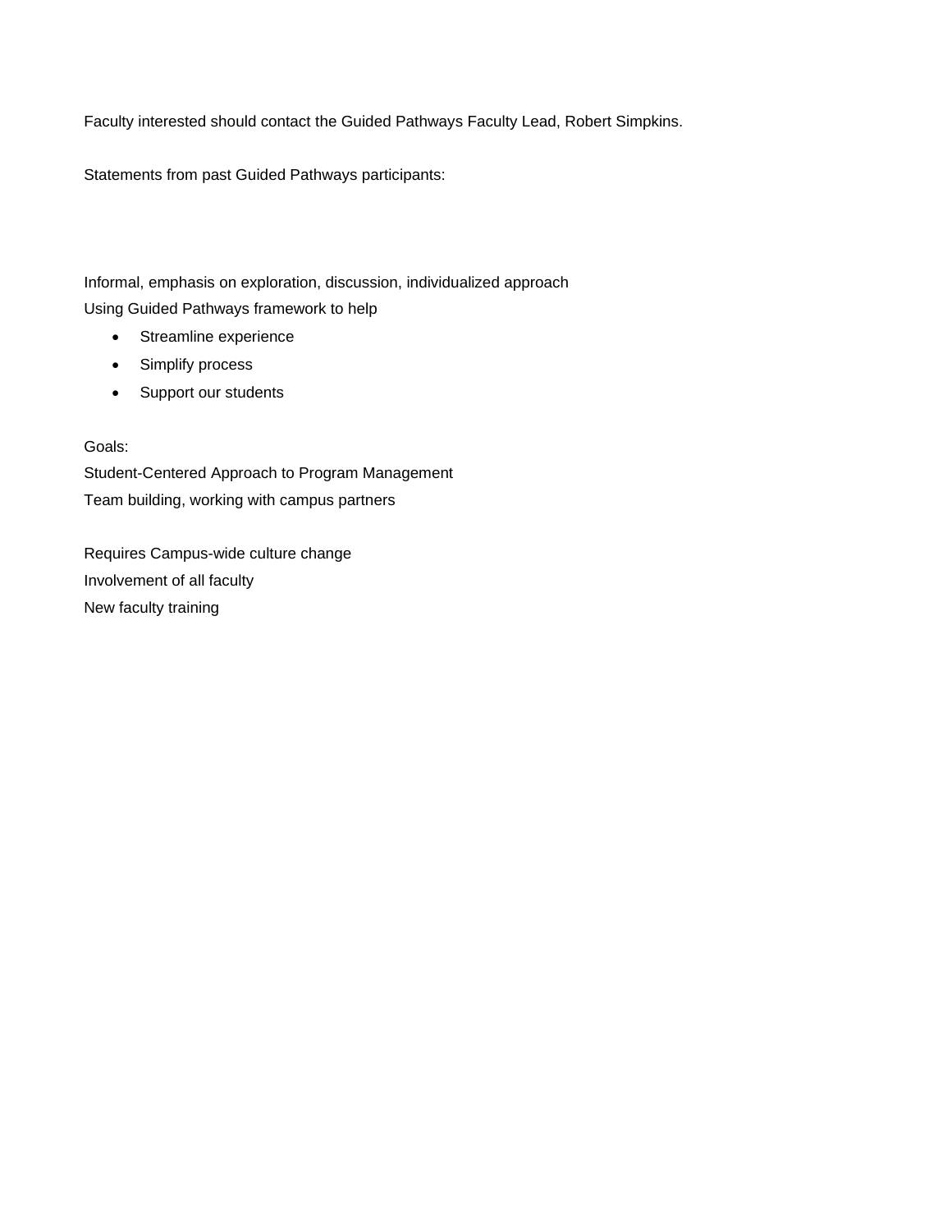Faculty interested should contact the Guided Pathways Faculty Lead, Robert Simpkins.

Statements from past Guided Pathways participants:

Informal, emphasis on exploration, discussion, individualized approach

Using Guided Pathways framework to help

- Streamline experience
- Simplify process
- Support our students

Goals:

Student-Centered Approach to Program Management

Team building, working with campus partners

Requires Campus-wide culture change

Involvement of all faculty

New faculty training